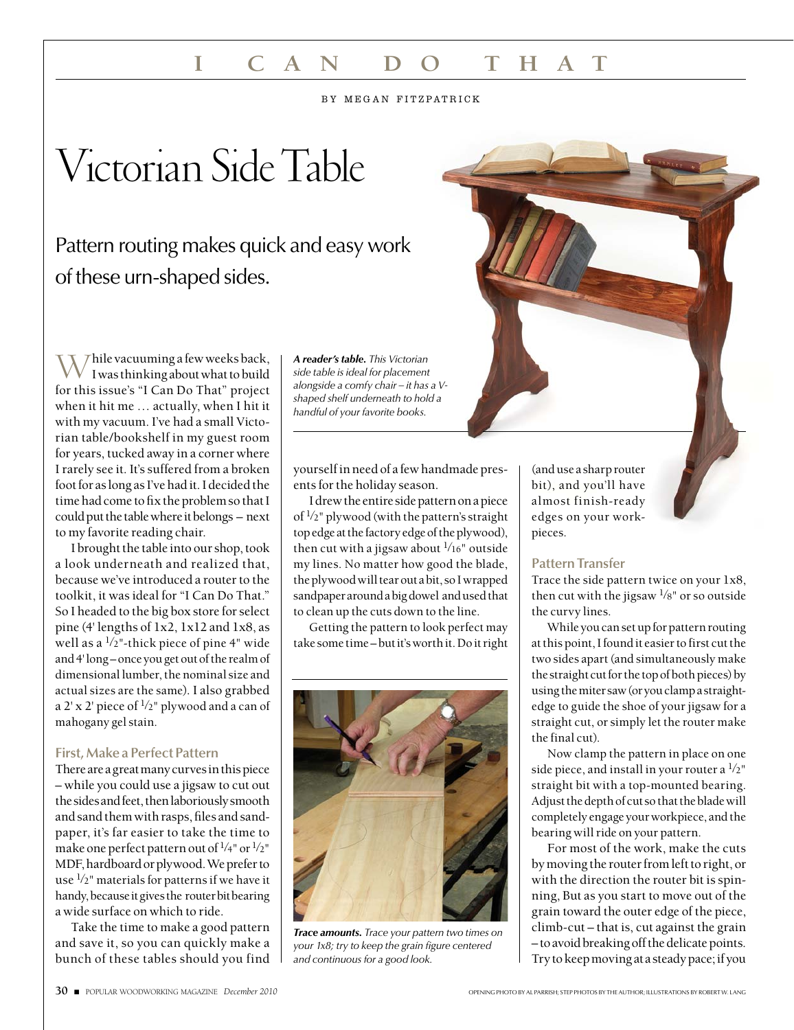I CAN DO THAT

BY MEGAN FITZPATRICK

# Victorian Side Table

## Pattern routing makes quick and easy work of these urn-shaped sides.

***A reader's table.*** *This Victorian side table is ideal for placement alongside a comfy chair – it has a V-shaped shelf underneath to hold a handful of your favorite books.*

While vacuuming a few weeks back, I was thinking about what to build for this issue's "I Can Do That" project when it hit me … actually, when I hit it with my vacuum. I've had a small Victorian table/bookshelf in my guest room for years, tucked away in a corner where I rarely see it. It's suffered from a broken foot for as long as I've had it. I decided the time had come to fix the problem so that I could put the table where it belongs – next to my favorite reading chair.

I brought the table into our shop, took a look underneath and realized that, because we've introduced a router to the toolkit, it was ideal for "I Can Do That." So I headed to the big box store for select pine (4' lengths of 1x2, 1x12 and 1x8, as well as a 1/2"-thick piece of pine 4" wide and 4' long – once you get out of the realm of dimensional lumber, the nominal size and actual sizes are the same). I also grabbed a 2' x 2' piece of 1/2" plywood and a can of mahogany gel stain.

### First, Make a Perfect Pattern

There are a great many curves in this piece – while you could use a jigsaw to cut out the sides and feet, then laboriously smooth and sand them with rasps, files and sandpaper, it's far easier to take the time to make one perfect pattern out of 1/4" or 1/2" MDF, hardboard or plywood. We prefer to use 1/2" materials for patterns if we have it handy, because it gives the router bit bearing a wide surface on which to ride.

Take the time to make a good pattern and save it, so you can quickly make a bunch of these tables should you find yourself in need of a few handmade presents for the holiday season.

I drew the entire side pattern on a piece of 1/2" plywood (with the pattern's straight top edge at the factory edge of the plywood), then cut with a jigsaw about 1/16" outside my lines. No matter how good the blade, the plywood will tear out a bit, so I wrapped sandpaper around a big dowel and used that to clean up the cuts down to the line.

Getting the pattern to look perfect may take some time – but it's worth it. Do it right (and use a sharp router bit), and you'll have almost finish-ready edges on your workpieces.

***Trace amounts.*** *Trace your pattern two times on your 1x8; try to keep the grain figure centered and continuous for a good look.*

### Pattern Transfer

Trace the side pattern twice on your 1x8, then cut with the jigsaw 1/8" or so outside the curvy lines.

While you can set up for pattern routing at this point, I found it easier to first cut the two sides apart (and simultaneously make the straight cut for the top of both pieces) by using the miter saw (or you clamp a straightedge to guide the shoe of your jigsaw for a straight cut, or simply let the router make the final cut).

Now clamp the pattern in place on one side piece, and install in your router a 1/2" straight bit with a top-mounted bearing. Adjust the depth of cut so that the blade will completely engage your workpiece, and the bearing will ride on your pattern.

For most of the work, make the cuts by moving the router from left to right, or with the direction the router bit is spinning, But as you start to move out of the grain toward the outer edge of the piece, climb-cut – that is, cut against the grain – to avoid breaking off the delicate points. Try to keep moving at a steady pace; if you

OPENING PHOTO BY AL PARRISH; STEP PHOTOS BY THE AUTHOR; ILLUSTRATIONS BY ROBERT W. LANG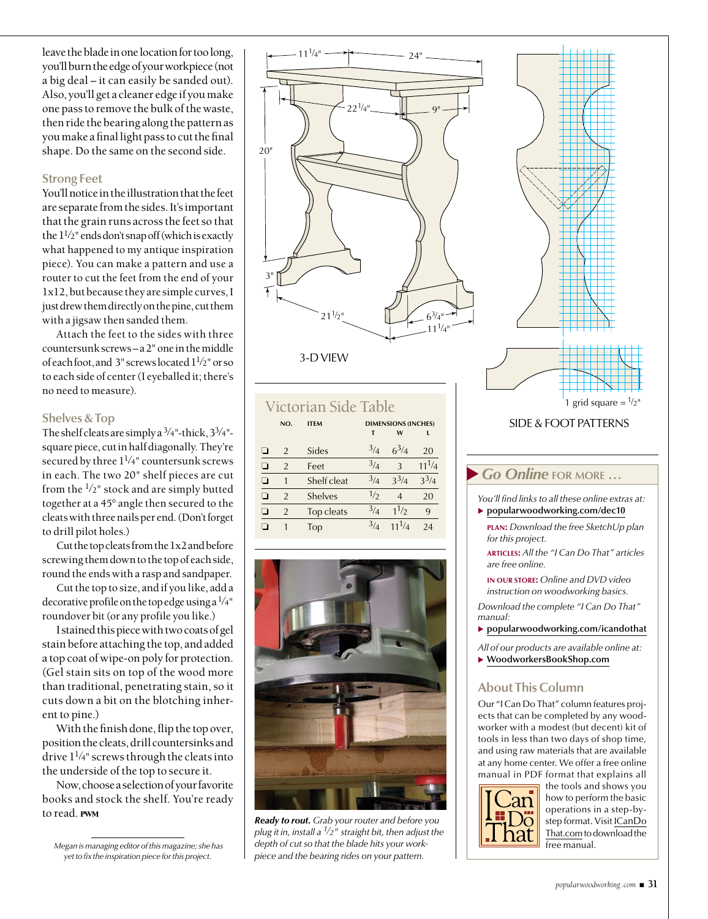leave the blade in one location for too long, you'll burn the edge of your workpiece (not a big deal – it can easily be sanded out). Also, you'll get a cleaner edge if you make one pass to remove the bulk of the waste, then ride the bearing along the pattern as you make a final light pass to cut the final shape. Do the same on the second side.

### Strong Feet

You'll notice in the illustration that the feet are separate from the sides. It's important that the grain runs across the feet so that the 1½" ends don't snap off (which is exactly what happened to my antique inspiration piece). You can make a pattern and use a router to cut the feet from the end of your 1x12, but because they are simple curves, I just drew them directly on the pine, cut them with a jigsaw then sanded them.

Attach the feet to the sides with three countersunk screws – a 2" one in the middle of each foot, and 3" screws located 1½" or so to each side of center (I eyeballed it; there's no need to measure).

### Shelves & Top

The shelf cleats are simply a ¾"-thick, 3¾"-square piece, cut in half diagonally. They're secured by three 1¼" countersunk screws in each. The two 20" shelf pieces are cut from the ½" stock and are simply butted together at a 45° angle then secured to the cleats with three nails per end. (Don't forget to drill pilot holes.)

Cut the top cleats from the 1x2 and before screwing them down to the top of each side, round the ends with a rasp and sandpaper.

Cut the top to size, and if you like, add a decorative profile on the top edge using a ¼" roundover bit (or any profile you like.)

I stained this piece with two coats of gel stain before attaching the top, and added a top coat of wipe-on poly for protection. (Gel stain sits on top of the wood more than traditional, penetrating stain, so it cuts down a bit on the blotching inherent to pine.)

With the finish done, flip the top over, position the cleats, drill countersinks and drive 1¼" screws through the cleats into the underside of the top to secure it.

Now, choose a selection of your favorite books and stock the shelf. You're ready to read. **PWM**

*Megan is managing editor of this magazine; she has yet to fix the inspiration piece for this project.*

11¼"
24"
22¼"
9"
20"
3"
21½"
6¾"
11¼"

3-D VIEW

1 grid square = ½"

SIDE & FOOT PATTERNS

## Victorian Side Table

| | NO. | ITEM | DIMENSIONS (INCHES) T | W | L |
|---|---|---|---|---|---|
| ❑ | 2 | Sides | ¾ | 6¾ | 20 |
| ❑ | 2 | Feet | ¾ | 3 | 11¼ |
| ❑ | 1 | Shelf cleat | ¾ | 3¾ | 3¾ |
| ❑ | 2 | Shelves | ½ | 4 | 20 |
| ❑ | 2 | Top cleats | ¾ | 1½ | 9 |
| ❑ | 1 | Top | ¾ | 11¼ | 24 |

***Ready to rout.*** *Grab your router and before you plug it in, install a ½" straight bit, then adjust the depth of cut so that the blade hits your workpiece and the bearing rides on your pattern.*

### Go Online FOR MORE …

*You'll find links to all these online extras at:*
▶ **popularwoodworking.com/dec10**

**PLAN:** *Download the free SketchUp plan for this project.*

**ARTICLES:** *All the "I Can Do That" articles are free online.*

**IN OUR STORE:** *Online and DVD video instruction on woodworking basics.*

*Download the complete "I Can Do That" manual:*
▶ **popularwoodworking.com/icandothat**

*All of our products are available online at:*
▶ **WoodworkersBookShop.com**

### About This Column

Our "I Can Do That" column features projects that can be completed by any woodworker with a modest (but decent) kit of tools in less than two days of shop time, and using raw materials that are available at any home center. We offer a free online manual in PDF format that explains all the tools and shows you how to perform the basic operations in a step-by-step format. Visit ICanDoThat.com to download the free manual.